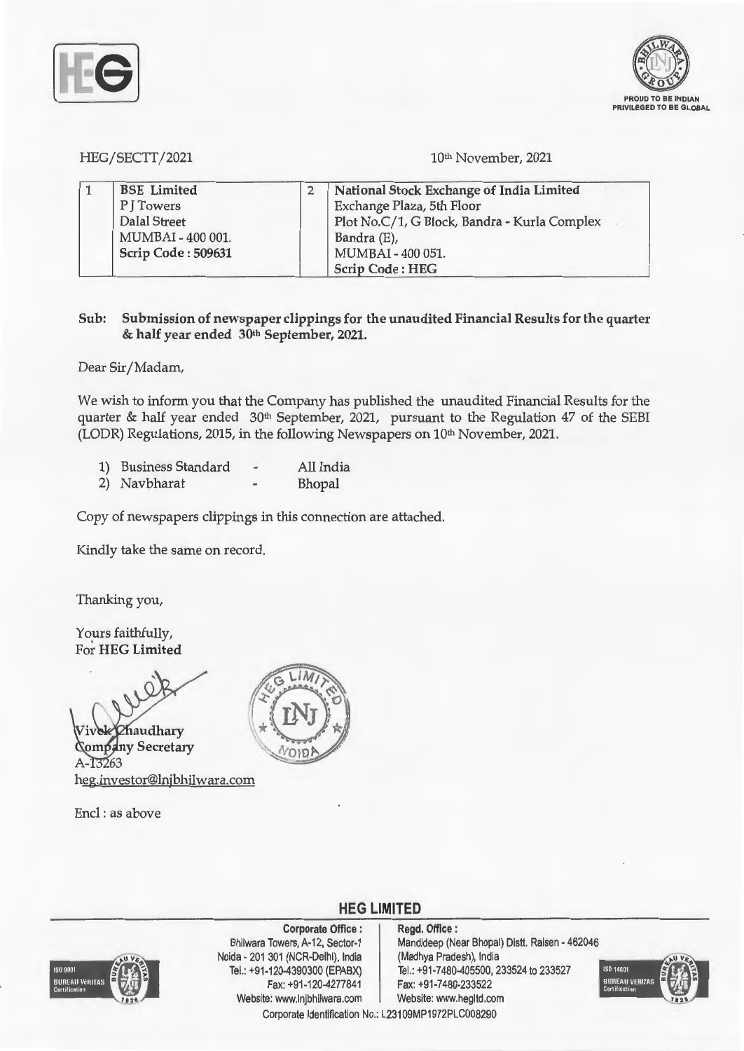HEG/SECTT/2021

10th November, 2021

| 1 | BSE Limited<br>P J Towers<br>Dalal Street<br>MUMBAI - 400 001.<br>Scrip Code : 509631 | 2 | National Stock Exchange of India Limited<br>Exchange Plaza, 5th Floor<br>Plot No.C/1, G Block, Bandra - Kurla Complex<br>Bandra (E),<br>MUMBAI - 400 051.<br>Scrip Code : HEG |
|---|---|---|---|

**Sub: Submission of newspaper clippings for the unaudited Financial Results for the quarter & half year ended 30th September, 2021.**

Dear Sir/Madam,

We wish to inform you that the Company has published the unaudited Financial Results for the quarter & half year ended 30th September, 2021, pursuant to the Regulation 47 of the SEBI (LODR) Regulations, 2015, in the following Newspapers on 10th November, 2021.

1) Business Standard - All India
2) Navbharat - Bhopal

Copy of newspapers clippings in this connection are attached.

Kindly take the same on record.

Thanking you,

Yours faithfully,
For **HEG Limited**

**Vivek Chaudhary**
**Company Secretary**
A-13263
heg.investor@lnjbhilwara.com

Encl : as above

**HEG LIMITED**

**Corporate Office :**
Bhilwara Towers, A-12, Sector-1
Noida - 201 301 (NCR-Delhi), India
Tel.: +91-120-4390300 (EPABX)
Fax: +91-120-4277841
Website: www.lnjbhilwara.com

**Regd. Office :**
Mandideep (Near Bhopal) Distt. Raisen - 462046
(Madhya Pradesh), India
Tel.: +91-7480-405500, 233524 to 233527
Fax: +91-7480-233522
Website: www.hegltd.com

Corporate Identification No.: L23109MP1972PLC008290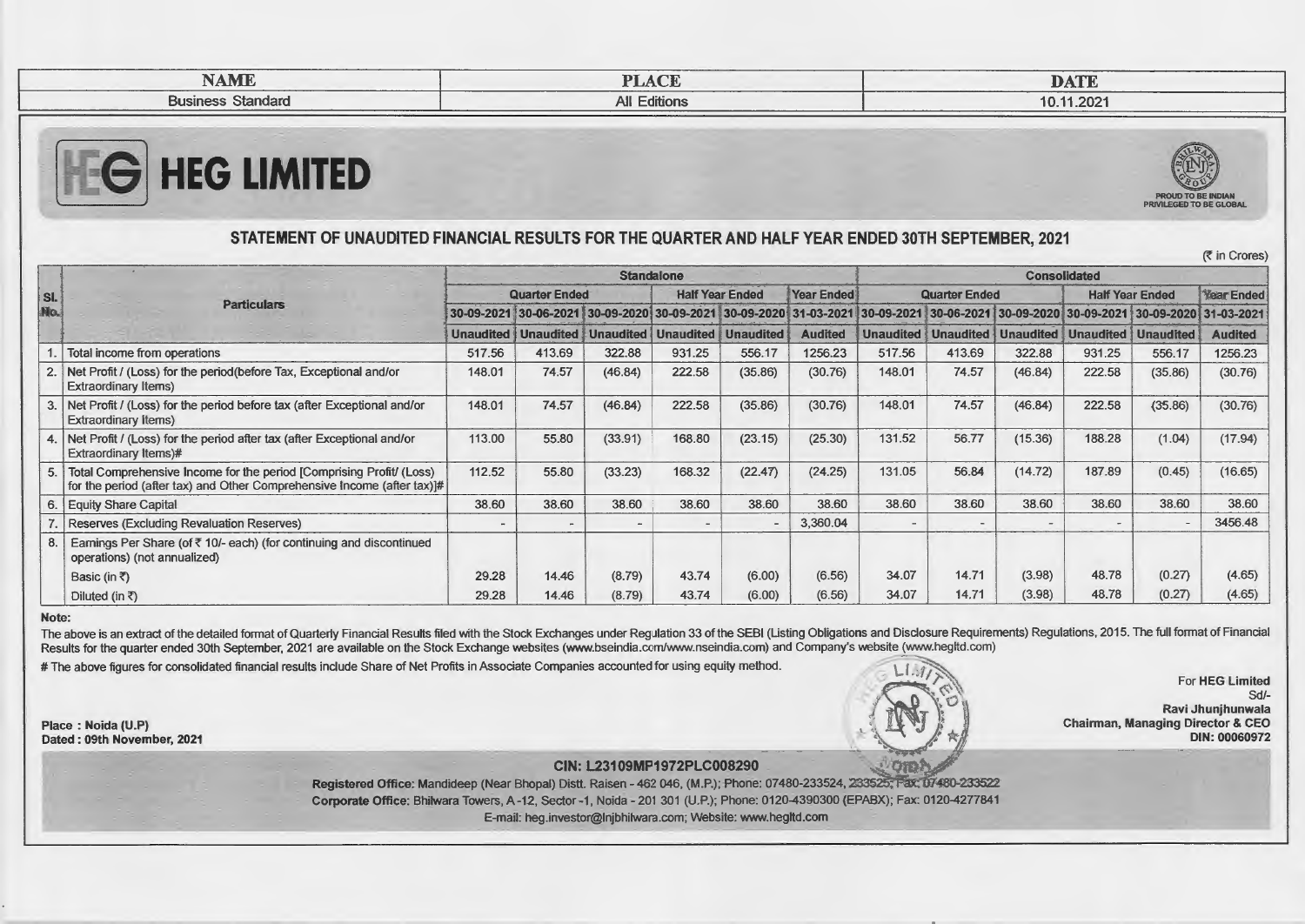| NAME | PLACE | DATE |
|---|---|---|
| Business Standard | All Editions | 10.11.2021 |

# HEG LIMITED

PROUD TO BE INDIAN
PRIVILEGED TO BE GLOBAL

## STATEMENT OF UNAUDITED FINANCIAL RESULTS FOR THE QUARTER AND HALF YEAR ENDED 30TH SEPTEMBER, 2021

(₹ in Crores)

| Sl. No. | Particulars | Standalone | | | | | | Consolidated | | | | | |
|---|---|---|---|---|---|---|---|---|---|---|---|---|---|
| | | Quarter Ended | | | Half Year Ended | | Year Ended | Quarter Ended | | | Half Year Ended | | Year Ended |
| | | 30-09-2021 | 30-06-2021 | 30-09-2020 | 30-09-2021 | 30-09-2020 | 31-03-2021 | 30-09-2021 | 30-06-2021 | 30-09-2020 | 30-09-2021 | 30-09-2020 | 31-03-2021 |
| | | Unaudited | Unaudited | Unaudited | Unaudited | Unaudited | Audited | Unaudited | Unaudited | Unaudited | Unaudited | Unaudited | Audited |
| 1. | Total income from operations | 517.56 | 413.69 | 322.88 | 931.25 | 556.17 | 1256.23 | 517.56 | 413.69 | 322.88 | 931.25 | 556.17 | 1256.23 |
| 2. | Net Profit / (Loss) for the period(before Tax, Exceptional and/or Extraordinary Items) | 148.01 | 74.57 | (46.84) | 222.58 | (35.86) | (30.76) | 148.01 | 74.57 | (46.84) | 222.58 | (35.86) | (30.76) |
| 3. | Net Profit / (Loss) for the period before tax (after Exceptional and/or Extraordinary Items) | 148.01 | 74.57 | (46.84) | 222.58 | (35.86) | (30.76) | 148.01 | 74.57 | (46.84) | 222.58 | (35.86) | (30.76) |
| 4. | Net Profit / (Loss) for the period after tax (after Exceptional and/or Extraordinary Items)# | 113.00 | 55.80 | (33.91) | 168.80 | (23.15) | (25.30) | 131.52 | 56.77 | (15.36) | 188.28 | (1.04) | (17.94) |
| 5. | Total Comprehensive Income for the period [Comprising Profit/ (Loss) for the period (after tax) and Other Comprehensive Income (after tax)]# | 112.52 | 55.80 | (33.23) | 168.32 | (22.47) | (24.25) | 131.05 | 56.84 | (14.72) | 187.89 | (0.45) | (16.65) |
| 6. | Equity Share Capital | 38.60 | 38.60 | 38.60 | 38.60 | 38.60 | 38.60 | 38.60 | 38.60 | 38.60 | 38.60 | 38.60 | 38.60 |
| 7. | Reserves (Excluding Revaluation Reserves) | - | - | - | - | - | 3,360.04 | - | - | - | - | - | 3456.48 |
| 8. | Earnings Per Share (of ₹ 10/- each) (for continuing and discontinued operations) (not annualized) | | | | | | | | | | | | |
| | Basic (in ₹) | 29.28 | 14.46 | (8.79) | 43.74 | (6.00) | (6.56) | 34.07 | 14.71 | (3.98) | 48.78 | (0.27) | (4.65) |
| | Diluted (in ₹) | 29.28 | 14.46 | (8.79) | 43.74 | (6.00) | (6.56) | 34.07 | 14.71 | (3.98) | 48.78 | (0.27) | (4.65) |

**Note:**

The above is an extract of the detailed format of Quarterly Financial Results filed with the Stock Exchanges under Regulation 33 of the SEBI (Listing Obligations and Disclosure Requirements) Regulations, 2015. The full format of Financial Results for the quarter ended 30th September, 2021 are available on the Stock Exchange websites (www.bseindia.com/www.nseindia.com) and Company's website (www.hegltd.com)

# The above figures for consolidated financial results include Share of Net Profits in Associate Companies accounted for using equity method.

**Place : Noida (U.P)**
**Dated : 09th November, 2021**

For **HEG Limited**
Sd/-
**Ravi Jhunjhunwala**
**Chairman, Managing Director & CEO**
**DIN: 00060972**

**CIN: L23109MP1972PLC008290**

**Registered Office:** Mandideep (Near Bhopal) Distt. Raisen - 462 046, (M.P.); Phone: 07480-233524, 233525; Fax: 07480-233522
**Corporate Office:** Bhilwara Towers, A-12, Sector-1, Noida - 201 301 (U.P.); Phone: 0120-4390300 (EPABX); Fax: 0120-4277841
E-mail: heg.investor@lnjbhilwara.com; Website: www.hegltd.com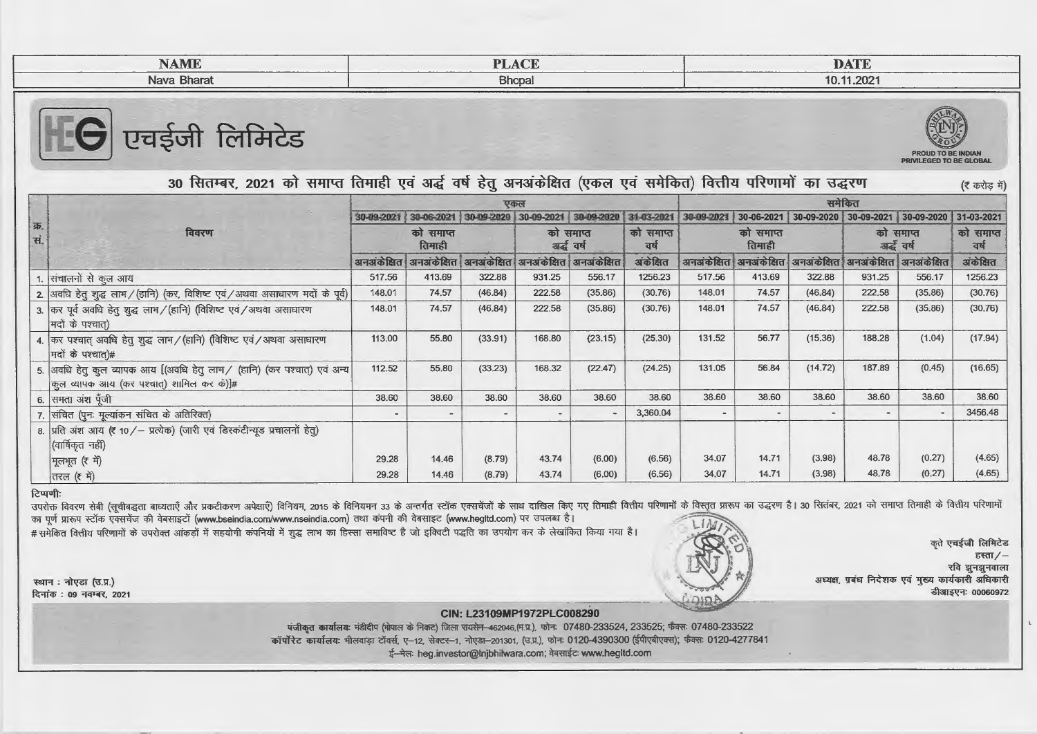| NAME | PLACE | DATE |
|---|---|---|
| Nava Bharat | Bhopal | 10.11.2021 |

# एचईजी लिमिटेड

PROUD TO BE INDIAN
PRIVILEGED TO BE GLOBAL

## 30 सितम्बर, 2021 को समाप्त तिमाही एवं अर्द्ध वर्ष हेतु अनअंकेक्षित (एकल एवं समेकित) वित्तीय परिणामों का उद्धरण

(₹ करोड़ में)

| क्र. सं. | विवरण | एकल | | | | | | समेकित | | | | | |
|---|---|---|---|---|---|---|---|---|---|---|---|---|---|
| | | 30-09-2021 | 30-06-2021 | 30-09-2020 | 30-09-2021 | 30-09-2020 | 31-03-2021 | 30-09-2021 | 30-06-2021 | 30-09-2020 | 30-09-2021 | 30-09-2020 | 31-03-2021 |
| | | को समाप्त तिमाही | | | को समाप्त अर्द्ध वर्ष | | को समाप्त वर्ष | को समाप्त तिमाही | | | को समाप्त अर्द्ध वर्ष | | को समाप्त वर्ष |
| | | अनअंकेक्षित | अनअंकेक्षित | अनअंकेक्षित | अनअंकेक्षित | अनअंकेक्षित | अंकेक्षित | अनअंकेक्षित | अनअंकेक्षित | अनअंकेक्षित | अनअंकेक्षित | अनअंकेक्षित | अंकेक्षित |
| 1. | संचालनों से कुल आय | 517.56 | 413.69 | 322.88 | 931.25 | 556.17 | 1256.23 | 517.56 | 413.69 | 322.88 | 931.25 | 556.17 | 1256.23 |
| 2. | अवधि हेतु शुद्ध लाभ / (हानि) (कर, विशिष्ट एवं / अथवा असाधारण मदों के पूर्व) | 148.01 | 74.57 | (46.84) | 222.58 | (35.86) | (30.76) | 148.01 | 74.57 | (46.84) | 222.58 | (35.86) | (30.76) |
| 3. | कर पूर्व अवधि हेतु शुद्ध लाभ / (हानि) (विशिष्ट एवं / अथवा असाधारण मदों के पश्चात) | 148.01 | 74.57 | (46.84) | 222.58 | (35.86) | (30.76) | 148.01 | 74.57 | (46.84) | 222.58 | (35.86) | (30.76) |
| 4. | कर पश्चात् अवधि हेतु शुद्ध लाभ / (हानि) (विशिष्ट एवं / अथवा असाधारण मदों के पश्चात)# | 113.00 | 55.80 | (33.91) | 168.80 | (23.15) | (25.30) | 131.52 | 56.77 | (15.36) | 188.28 | (1.04) | (17.94) |
| 5. | अवधि हेतु कुल व्यापक आय [(अवधि हेतु लाभ / (हानि) (कर पश्चात्) एवं अन्य कुल व्यापक आय (कर पश्चात्) शामिल कर के)]# | 112.52 | 55.80 | (33.23) | 168.32 | (22.47) | (24.25) | 131.05 | 56.84 | (14.72) | 187.89 | (0.45) | (16.65) |
| 6. | समता अंश पूँजी | 38.60 | 38.60 | 38.60 | 38.60 | 38.60 | 38.60 | 38.60 | 38.60 | 38.60 | 38.60 | 38.60 | 38.60 |
| 7. | संचित (पुनः मूल्यांकन संचित के अतिरिक्त) | - | - | - | - | - | 3,360.04 | - | - | - | - | - | 3456.48 |
| 8. | प्रति अंश आय (₹ 10/– प्रत्येक) (जारी एवं डिस्कंटीन्यूड प्रचालनों हेतु) (वार्षिकृत नहीं) | | | | | | | | | | | | |
| | मूलभूत (₹ में) | 29.28 | 14.46 | (8.79) | 43.74 | (6.00) | (6.56) | 34.07 | 14.71 | (3.98) | 48.78 | (0.27) | (4.65) |
| | तरल (₹ में) | 29.28 | 14.46 | (8.79) | 43.74 | (6.00) | (6.56) | 34.07 | 14.71 | (3.98) | 48.78 | (0.27) | (4.65) |

**टिप्पणी:**

उपरोक्त विवरण सेबी (सूचीबद्धता बाध्यताएँ और प्रकटीकरण अपेक्षाएँ) विनियम, 2015 के विनियमन 33 के अन्तर्गत स्टॉक एक्सचेंजों के साथ दाखिल किए गए तिमाही वित्तीय परिणामों के विस्तृत प्रारूप का उद्धरण है। 30 सितंबर, 2021 को समाप्त तिमाही के वित्तीय परिणामों का पूर्ण प्रारूप स्टॉक एक्सचेंज की वेबसाइटों (www.bseindia.com/www.nseindia.com) तथा कंपनी की वेबसाइट (www.hegltd.com) पर उपलब्ध है।

# समेकित वित्तीय परिणामों के उपरोक्त आंकड़ों में सहयोगी कंपनियों में शुद्ध लाभ का हिस्सा समाविष्ट है जो इक्विटी पद्धति का उपयोग कर के लेखांकित किया गया है।

स्थान : नोएडा (उ.प्र.)
दिनांक : 09 नवम्बर, 2021

कृते एचईजी लिमिटेड
हस्ता/–
रवि झुनझुनवाला
अध्यक्ष, प्रबंध निदेशक एवं मुख्य कार्यकारी अधिकारी
डीआइएनः 00060972

**CIN: L23109MP1972PLC008290**

**पंजीकृत कार्यालयः** मंडीदीप (भोपाल के निकट) जिला रायसेन–462046,(म.प्र.), फोनः 07480-233524, 233525; फैक्सः 07480-233522
**कॉर्पोरेट कार्यालयः** भीलवाड़ा टॉवर्स, ए–12, सेक्टर–1, नोएडा–201301, (उ.प्र.), फोनः 0120-4390300 (ईपीएबीएक्स); फैक्सः 0120-4277841
ई–मेलः heg.investor@lnjbhilwara.com; वेबसाईटः www.hegltd.com